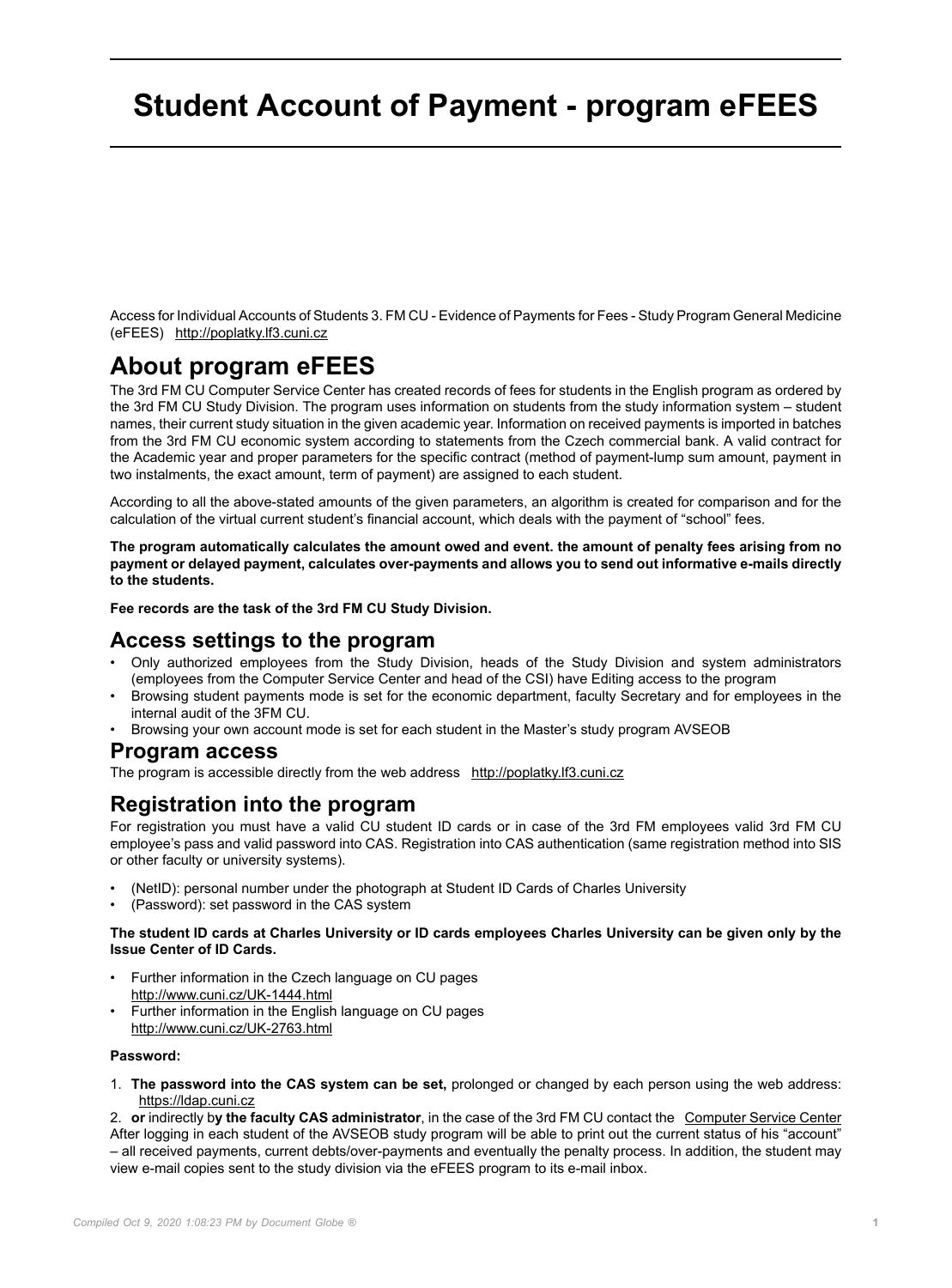# Student Account of Payment - program eFEES

Access for Individual Accounts of Students 3. FM CU - Evidence of Payments for Fees - Study Program General Medicine (eFEES) http://poplatky.lf3.cuni.cz

## About program eFEES

The 3rd FM CU Computer Service Center has created records of fees for students in the English program as ordered by the 3rd FM CU Study Division. The program uses information on students from the study information system – student names, their current study situation in the given academic year. Information on received payments is imported in batches from the 3rd FM CU economic system according to statements from the Czech commercial bank. A valid contract for the Academic year and proper parameters for the specific contract (method of payment-lump sum amount, payment in two instalments, the exact amount, term of payment) are assigned to each student.

According to all the above-stated amounts of the given parameters, an algorithm is created for comparison and for the calculation of the virtual current student's financial account, which deals with the payment of "school" fees.

**The program automatically calculates the amount owed and event. the amount of penalty fees arising from no payment or delayed payment, calculates over-payments and allows you to send out informative e-mails directly to the students.**

**Fee records are the task of the 3rd FM CU Study Division.**

## Access settings to the program

- Only authorized employees from the Study Division, heads of the Study Division and system administrators (employees from the Computer Service Center and head of the CSI) have Editing access to the program
- Browsing student payments mode is set for the economic department, faculty Secretary and for employees in the internal audit of the 3FM CU.
- Browsing your own account mode is set for each student in the Master's study program AVSEOB

## Program access

The program is accessible directly from the web address http://poplatky.lf3.cuni.cz

## Registration into the program

For registration you must have a valid CU student ID cards or in case of the 3rd FM employees valid 3rd FM CU employee's pass and valid password into CAS. Registration into CAS authentication (same registration method into SIS or other faculty or university systems).

- (NetID): personal number under the photograph at Student ID Cards of Charles University
- (Password): set password in the CAS system

**The student ID cards at Charles University or ID cards employees Charles University can be given only by the Issue Center of ID Cards.**

- Further information in the Czech language on CU pages http://www.cuni.cz/UK-1444.html
- Further information in the English language on CU pages http://www.cuni.cz/UK-2763.html

**Password:**

1. **The password into the CAS system can be set,** prolonged or changed by each person using the web address: https://ldap.cuni.cz
2. **or** indirectly b**y the faculty CAS administrator**, in the case of the 3rd FM CU contact the Computer Service Center

After logging in each student of the AVSEOB study program will be able to print out the current status of his "account" – all received payments, current debts/over-payments and eventually the penalty process. In addition, the student may view e-mail copies sent to the study division via the eFEES program to its e-mail inbox.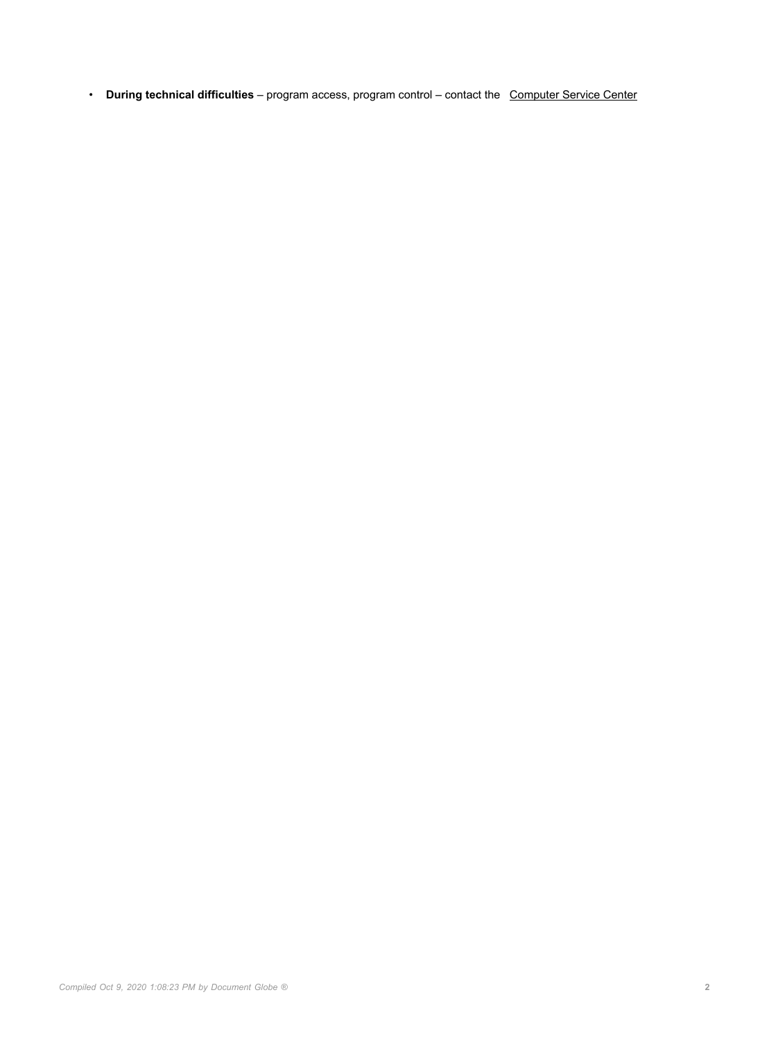- **During technical difficulties** – program access, program control – contact the Computer Service Center